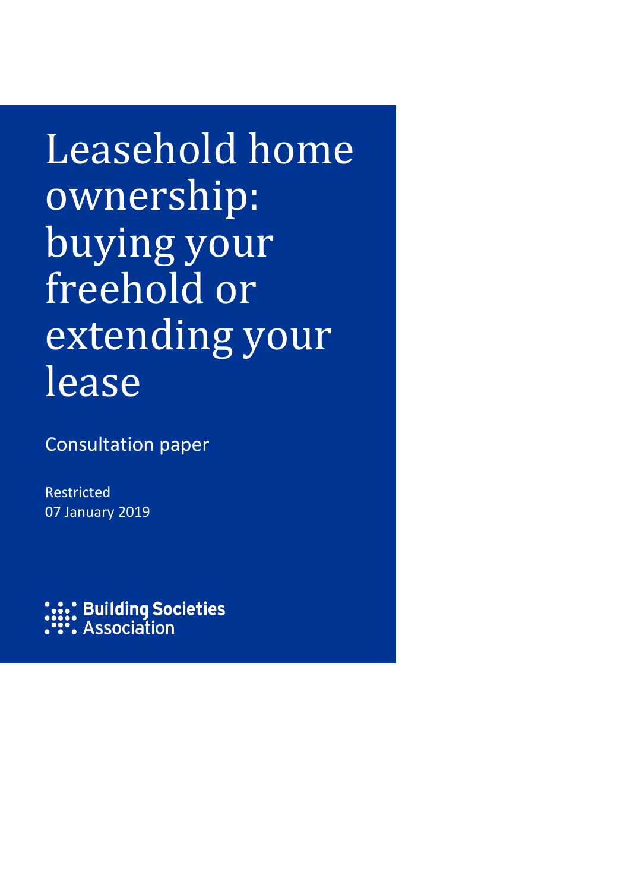# Leasehold home ownership: buying your freehold or extending your lease

Consultation paper

Restricted
07 January 2019

Building Societies Association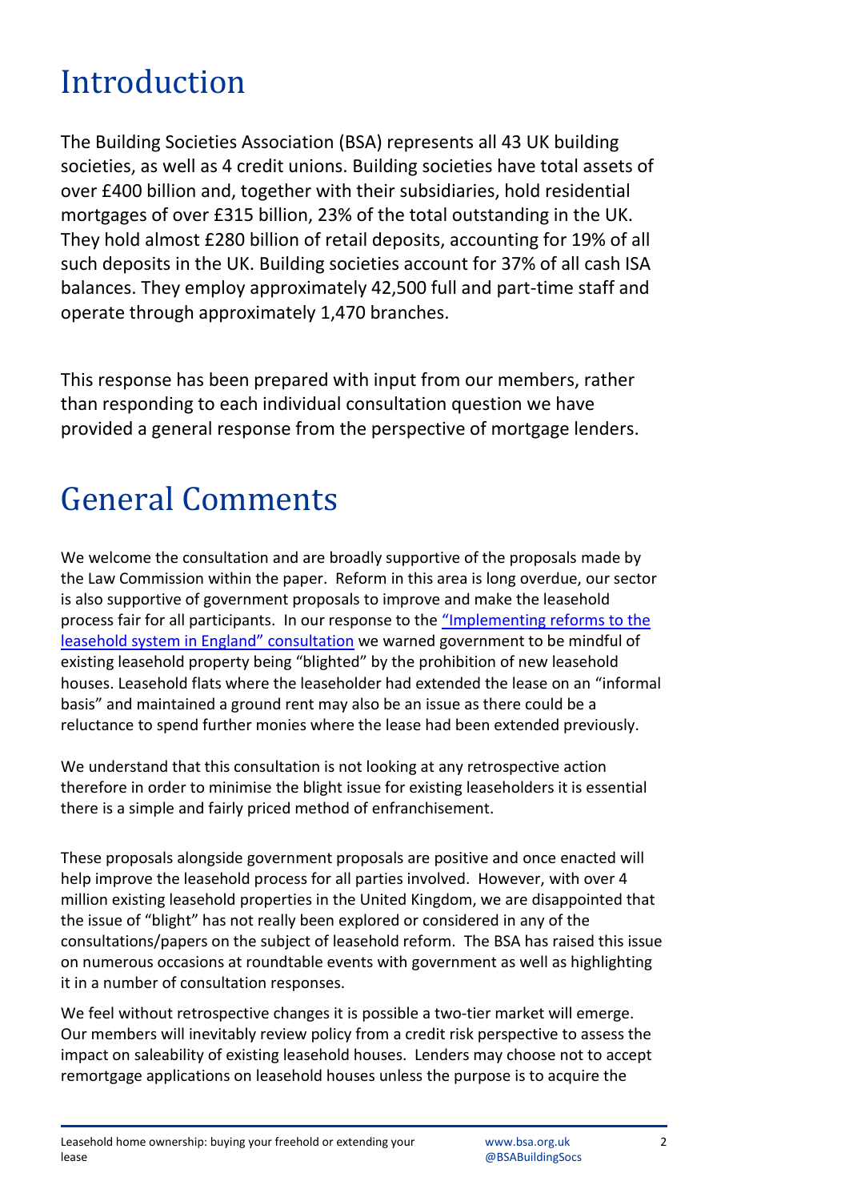# Introduction

The Building Societies Association (BSA) represents all 43 UK building societies, as well as 4 credit unions. Building societies have total assets of over £400 billion and, together with their subsidiaries, hold residential mortgages of over £315 billion, 23% of the total outstanding in the UK. They hold almost £280 billion of retail deposits, accounting for 19% of all such deposits in the UK. Building societies account for 37% of all cash ISA balances. They employ approximately 42,500 full and part-time staff and operate through approximately 1,470 branches.

This response has been prepared with input from our members, rather than responding to each individual consultation question we have provided a general response from the perspective of mortgage lenders.

# General Comments

We welcome the consultation and are broadly supportive of the proposals made by the Law Commission within the paper. Reform in this area is long overdue, our sector is also supportive of government proposals to improve and make the leasehold process fair for all participants. In our response to the "Implementing reforms to the leasehold system in England" consultation we warned government to be mindful of existing leasehold property being "blighted" by the prohibition of new leasehold houses. Leasehold flats where the leaseholder had extended the lease on an "informal basis" and maintained a ground rent may also be an issue as there could be a reluctance to spend further monies where the lease had been extended previously.

We understand that this consultation is not looking at any retrospective action therefore in order to minimise the blight issue for existing leaseholders it is essential there is a simple and fairly priced method of enfranchisement.

These proposals alongside government proposals are positive and once enacted will help improve the leasehold process for all parties involved. However, with over 4 million existing leasehold properties in the United Kingdom, we are disappointed that the issue of "blight" has not really been explored or considered in any of the consultations/papers on the subject of leasehold reform. The BSA has raised this issue on numerous occasions at roundtable events with government as well as highlighting it in a number of consultation responses.

We feel without retrospective changes it is possible a two-tier market will emerge. Our members will inevitably review policy from a credit risk perspective to assess the impact on saleability of existing leasehold houses. Lenders may choose not to accept remortgage applications on leasehold houses unless the purpose is to acquire the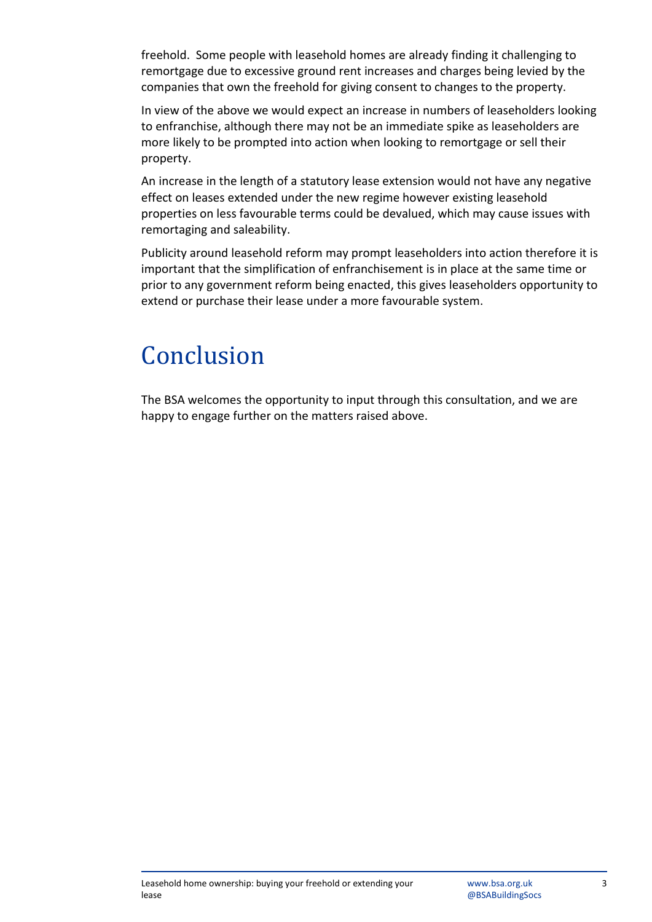freehold. Some people with leasehold homes are already finding it challenging to remortgage due to excessive ground rent increases and charges being levied by the companies that own the freehold for giving consent to changes to the property.

In view of the above we would expect an increase in numbers of leaseholders looking to enfranchise, although there may not be an immediate spike as leaseholders are more likely to be prompted into action when looking to remortgage or sell their property.

An increase in the length of a statutory lease extension would not have any negative effect on leases extended under the new regime however existing leasehold properties on less favourable terms could be devalued, which may cause issues with remortaging and saleability.

Publicity around leasehold reform may prompt leaseholders into action therefore it is important that the simplification of enfranchisement is in place at the same time or prior to any government reform being enacted, this gives leaseholders opportunity to extend or purchase their lease under a more favourable system.

# Conclusion

The BSA welcomes the opportunity to input through this consultation, and we are happy to engage further on the matters raised above.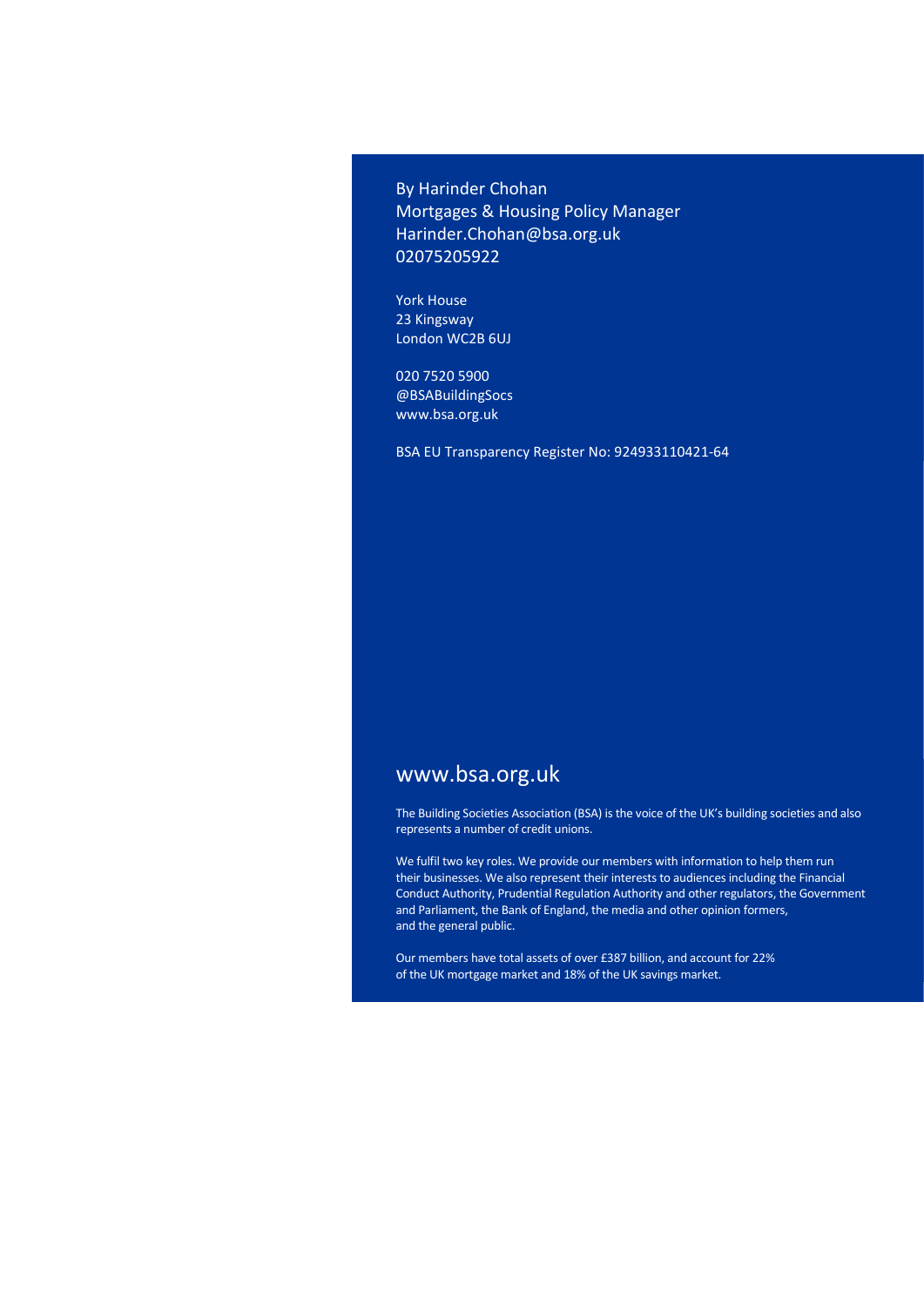By Harinder Chohan
Mortgages & Housing Policy Manager
Harinder.Chohan@bsa.org.uk
02075205922

York House
23 Kingsway
London WC2B 6UJ

020 7520 5900
@BSABuildingSocs
www.bsa.org.uk

BSA EU Transparency Register No: 924933110421-64

## www.bsa.org.uk

The Building Societies Association (BSA) is the voice of the UK's building societies and also represents a number of credit unions.

We fulfil two key roles. We provide our members with information to help them run their businesses. We also represent their interests to audiences including the Financial Conduct Authority, Prudential Regulation Authority and other regulators, the Government and Parliament, the Bank of England, the media and other opinion formers, and the general public.

Our members have total assets of over £387 billion, and account for 22% of the UK mortgage market and 18% of the UK savings market.